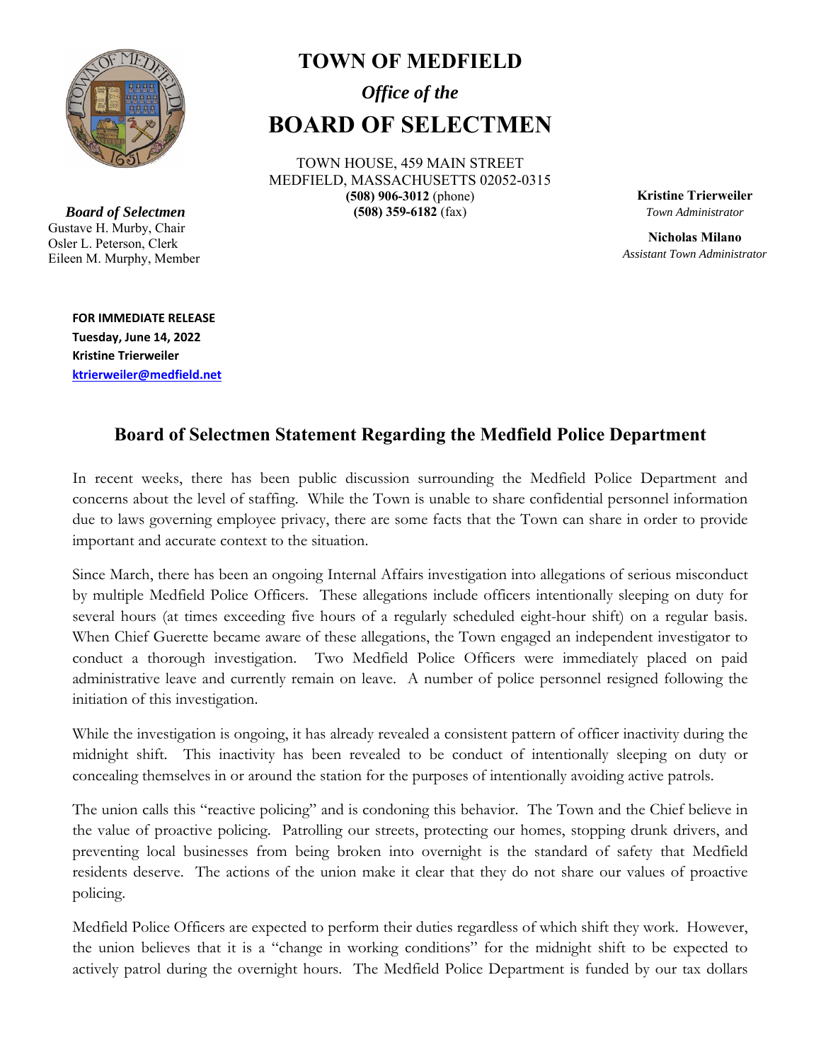# TOWN OF MEDFIELD

## *Office of the*

## BOARD OF SELECTMEN

TOWN HOUSE, 459 MAIN STREET
MEDFIELD, MASSACHUSETTS 02052-0315
**(508) 906-3012** (phone)
**(508) 359-6182** (fax)

***Board of Selectmen***
Gustave H. Murby, Chair
Osler L. Peterson, Clerk
Eileen M. Murphy, Member

**Kristine Trierweiler**
*Town Administrator*

**Nicholas Milano**
*Assistant Town Administrator*

**FOR IMMEDIATE RELEASE**
**Tuesday, June 14, 2022**
**Kristine Trierweiler**
**ktrierweiler@medfield.net**

### Board of Selectmen Statement Regarding the Medfield Police Department

In recent weeks, there has been public discussion surrounding the Medfield Police Department and concerns about the level of staffing. While the Town is unable to share confidential personnel information due to laws governing employee privacy, there are some facts that the Town can share in order to provide important and accurate context to the situation.

Since March, there has been an ongoing Internal Affairs investigation into allegations of serious misconduct by multiple Medfield Police Officers. These allegations include officers intentionally sleeping on duty for several hours (at times exceeding five hours of a regularly scheduled eight-hour shift) on a regular basis. When Chief Guerette became aware of these allegations, the Town engaged an independent investigator to conduct a thorough investigation. Two Medfield Police Officers were immediately placed on paid administrative leave and currently remain on leave. A number of police personnel resigned following the initiation of this investigation.

While the investigation is ongoing, it has already revealed a consistent pattern of officer inactivity during the midnight shift. This inactivity has been revealed to be conduct of intentionally sleeping on duty or concealing themselves in or around the station for the purposes of intentionally avoiding active patrols.

The union calls this "reactive policing" and is condoning this behavior. The Town and the Chief believe in the value of proactive policing. Patrolling our streets, protecting our homes, stopping drunk drivers, and preventing local businesses from being broken into overnight is the standard of safety that Medfield residents deserve. The actions of the union make it clear that they do not share our values of proactive policing.

Medfield Police Officers are expected to perform their duties regardless of which shift they work. However, the union believes that it is a "change in working conditions" for the midnight shift to be expected to actively patrol during the overnight hours. The Medfield Police Department is funded by our tax dollars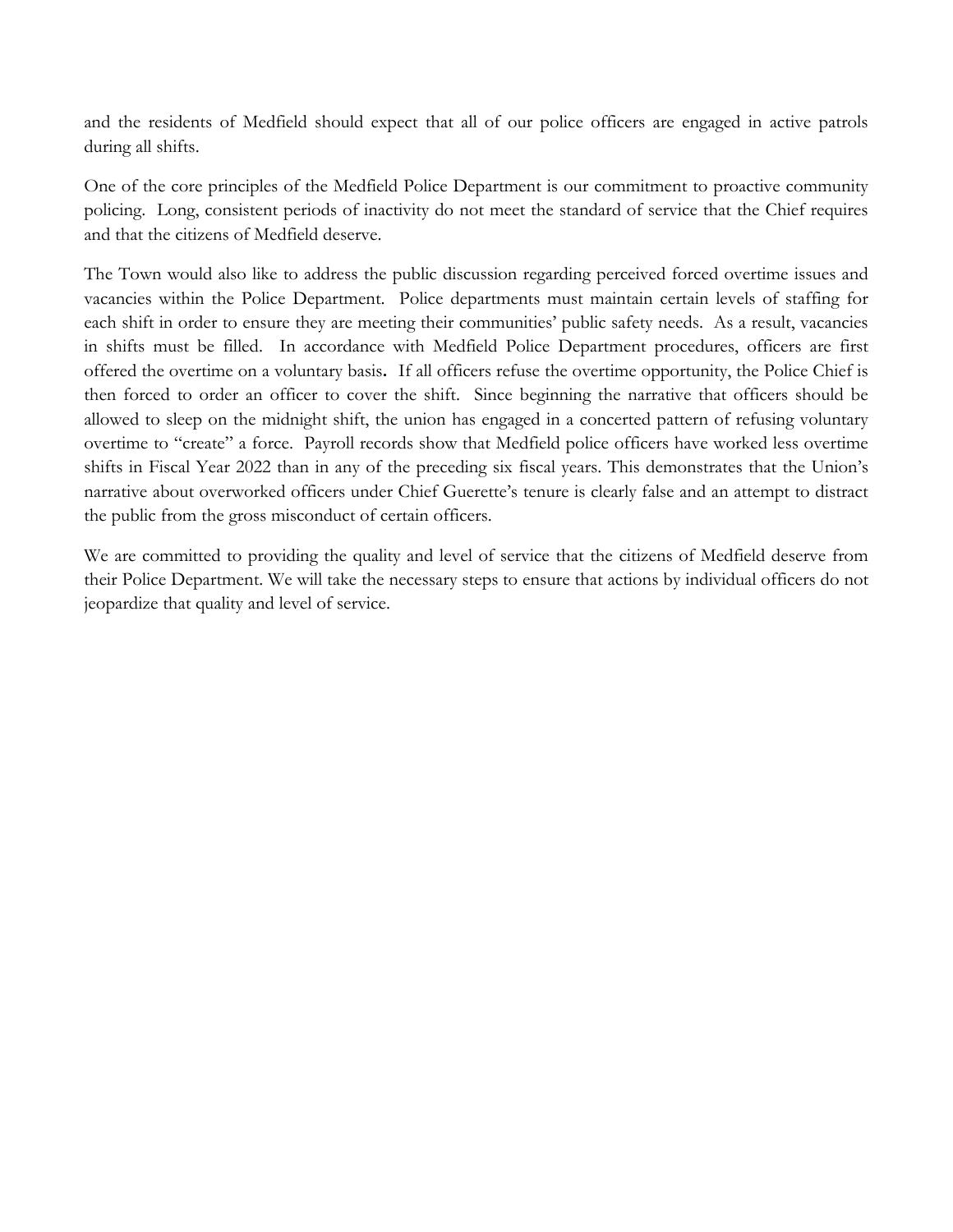and the residents of Medfield should expect that all of our police officers are engaged in active patrols during all shifts.

One of the core principles of the Medfield Police Department is our commitment to proactive community policing. Long, consistent periods of inactivity do not meet the standard of service that the Chief requires and that the citizens of Medfield deserve.

The Town would also like to address the public discussion regarding perceived forced overtime issues and vacancies within the Police Department. Police departments must maintain certain levels of staffing for each shift in order to ensure they are meeting their communities' public safety needs. As a result, vacancies in shifts must be filled. In accordance with Medfield Police Department procedures, officers are first offered the overtime on a voluntary basis**.** If all officers refuse the overtime opportunity, the Police Chief is then forced to order an officer to cover the shift. Since beginning the narrative that officers should be allowed to sleep on the midnight shift, the union has engaged in a concerted pattern of refusing voluntary overtime to "create" a force. Payroll records show that Medfield police officers have worked less overtime shifts in Fiscal Year 2022 than in any of the preceding six fiscal years. This demonstrates that the Union's narrative about overworked officers under Chief Guerette's tenure is clearly false and an attempt to distract the public from the gross misconduct of certain officers.

We are committed to providing the quality and level of service that the citizens of Medfield deserve from their Police Department. We will take the necessary steps to ensure that actions by individual officers do not jeopardize that quality and level of service.